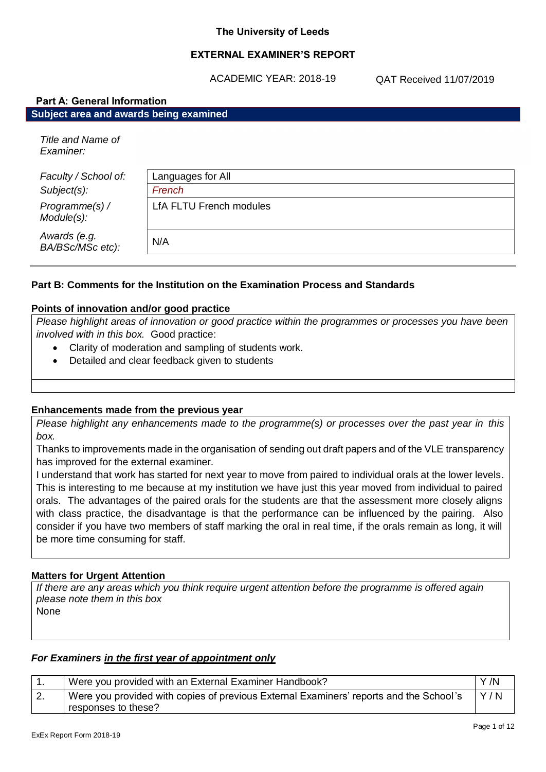**The University of Leeds**

**EXTERNAL EXAMINER'S REPORT**

ACADEMIC YEAR: 2018-19 QAT Received 11/07/2019

## Part A: General Information

**Subject area and awards being examined**

| | |
|---|---|
| *Title and Name of Examiner:* | |
| *Faculty / School of:* | Languages for All |
| *Subject(s):* | *French* |
| *Programme(s) / Module(s):* | LfA FLTU French modules |
| *Awards (e.g. BA/BSc/MSc etc):* | N/A |

## Part B: Comments for the Institution on the Examination Process and Standards

### Points of innovation and/or good practice

*Please highlight areas of innovation or good practice within the programmes or processes you have been involved with in this box.* Good practice:

- Clarity of moderation and sampling of students work.
- Detailed and clear feedback given to students

### Enhancements made from the previous year

*Please highlight any enhancements made to the programme(s) or processes over the past year in this box.*

Thanks to improvements made in the organisation of sending out draft papers and of the VLE transparency has improved for the external examiner.

I understand that work has started for next year to move from paired to individual orals at the lower levels. This is interesting to me because at my institution we have just this year moved from individual to paired orals. The advantages of the paired orals for the students are that the assessment more closely aligns with class practice, the disadvantage is that the performance can be influenced by the pairing. Also consider if you have two members of staff marking the oral in real time, if the orals remain as long, it will be more time consuming for staff.

### Matters for Urgent Attention

*If there are any areas which you think require urgent attention before the programme is offered again please note them in this box*

None

### *For Examiners <u>in the first year of appointment only</u>*

| | | |
|---|---|---|
| 1. | Were you provided with an External Examiner Handbook? | Y /N |
| 2. | Were you provided with copies of previous External Examiners' reports and the School's responses to these? | Y / N |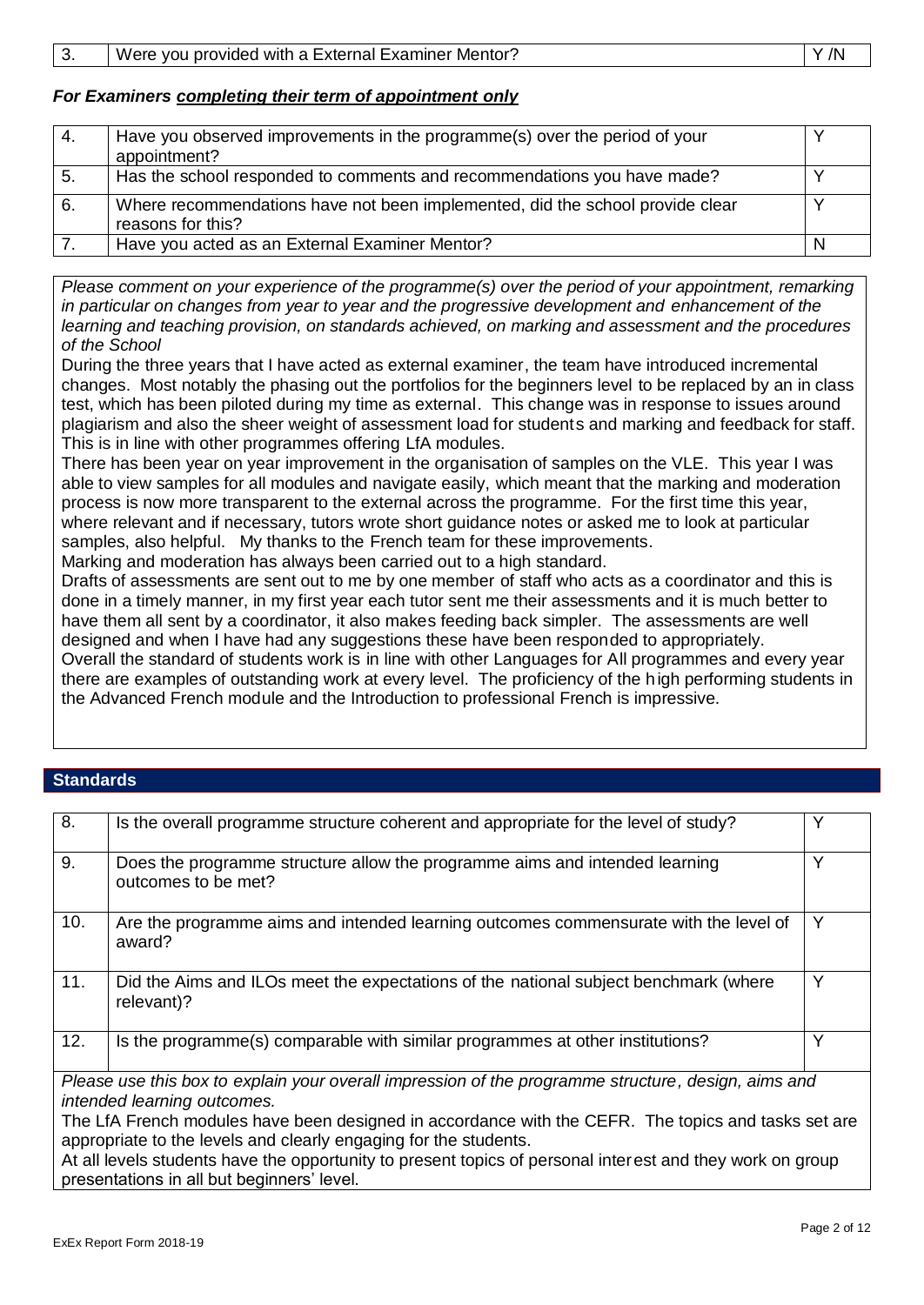| 3. | Were you provided with a External Examiner Mentor? | Y /N |
|---|---|---|

***For Examiners completing their term of appointment only***

| 4. | Have you observed improvements in the programme(s) over the period of your appointment? | Y |
|---|---|---|
| 5. | Has the school responded to comments and recommendations you have made? | Y |
| 6. | Where recommendations have not been implemented, did the school provide clear reasons for this? | Y |
| 7. | Have you acted as an External Examiner Mentor? | N |

*Please comment on your experience of the programme(s) over the period of your appointment, remarking in particular on changes from year to year and the progressive development and enhancement of the learning and teaching provision, on standards achieved, on marking and assessment and the procedures of the School*

During the three years that I have acted as external examiner, the team have introduced incremental changes. Most notably the phasing out the portfolios for the beginners level to be replaced by an in class test, which has been piloted during my time as external. This change was in response to issues around plagiarism and also the sheer weight of assessment load for students and marking and feedback for staff. This is in line with other programmes offering LfA modules.

There has been year on year improvement in the organisation of samples on the VLE. This year I was able to view samples for all modules and navigate easily, which meant that the marking and moderation process is now more transparent to the external across the programme. For the first time this year, where relevant and if necessary, tutors wrote short guidance notes or asked me to look at particular samples, also helpful. My thanks to the French team for these improvements.

Marking and moderation has always been carried out to a high standard.

Drafts of assessments are sent out to me by one member of staff who acts as a coordinator and this is done in a timely manner, in my first year each tutor sent me their assessments and it is much better to have them all sent by a coordinator, it also makes feeding back simpler. The assessments are well designed and when I have had any suggestions these have been responded to appropriately.

Overall the standard of students work is in line with other Languages for All programmes and every year there are examples of outstanding work at every level. The proficiency of the high performing students in the Advanced French module and the Introduction to professional French is impressive.

## Standards

| 8. | Is the overall programme structure coherent and appropriate for the level of study? | Y |
|---|---|---|
| 9. | Does the programme structure allow the programme aims and intended learning outcomes to be met? | Y |
| 10. | Are the programme aims and intended learning outcomes commensurate with the level of award? | Y |
| 11. | Did the Aims and ILOs meet the expectations of the national subject benchmark (where relevant)? | Y |
| 12. | Is the programme(s) comparable with similar programmes at other institutions? | Y |

*Please use this box to explain your overall impression of the programme structure, design, aims and intended learning outcomes.*

The LfA French modules have been designed in accordance with the CEFR. The topics and tasks set are appropriate to the levels and clearly engaging for the students.

At all levels students have the opportunity to present topics of personal interest and they work on group presentations in all but beginners' level.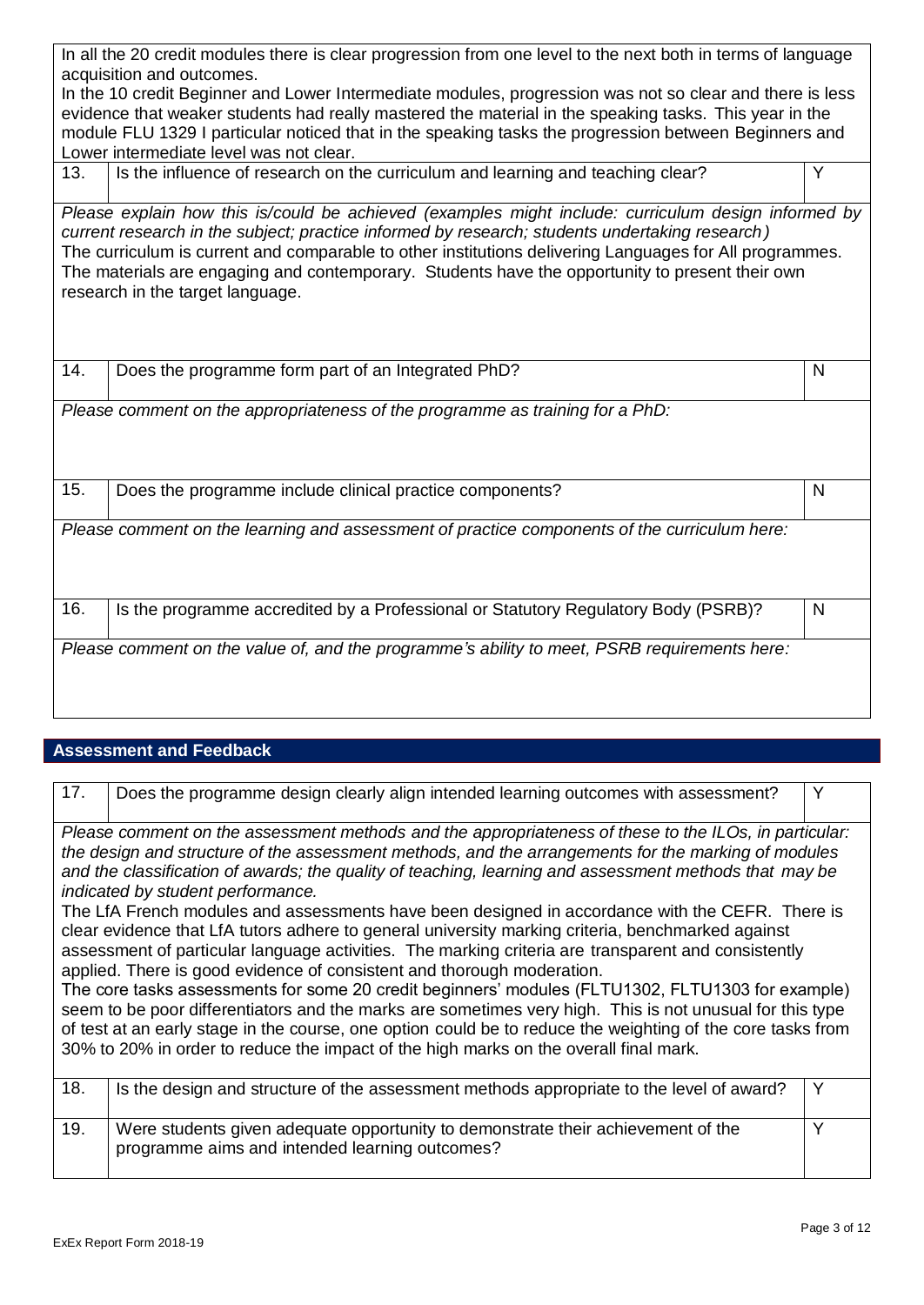In all the 20 credit modules there is clear progression from one level to the next both in terms of language acquisition and outcomes.
In the 10 credit Beginner and Lower Intermediate modules, progression was not so clear and there is less evidence that weaker students had really mastered the material in the speaking tasks. This year in the module FLU 1329 I particular noticed that in the speaking tasks the progression between Beginners and Lower intermediate level was not clear.

| 13. | Is the influence of research on the curriculum and learning and teaching clear? | Y |
|---|---|---|

*Please explain how this is/could be achieved (examples might include: curriculum design informed by current research in the subject; practice informed by research; students undertaking research)*
The curriculum is current and comparable to other institutions delivering Languages for All programmes. The materials are engaging and contemporary. Students have the opportunity to present their own research in the target language.

| 14. | Does the programme form part of an Integrated PhD? | N |
|---|---|---|

*Please comment on the appropriateness of the programme as training for a PhD:*

| 15. | Does the programme include clinical practice components? | N |
|---|---|---|

*Please comment on the learning and assessment of practice components of the curriculum here:*

| 16. | Is the programme accredited by a Professional or Statutory Regulatory Body (PSRB)? | N |
|---|---|---|

*Please comment on the value of, and the programme's ability to meet, PSRB requirements here:*

## Assessment and Feedback

| 17. | Does the programme design clearly align intended learning outcomes with assessment? | Y |
|---|---|---|

*Please comment on the assessment methods and the appropriateness of these to the ILOs, in particular: the design and structure of the assessment methods, and the arrangements for the marking of modules and the classification of awards; the quality of teaching, learning and assessment methods that may be indicated by student performance.*
The LfA French modules and assessments have been designed in accordance with the CEFR. There is clear evidence that LfA tutors adhere to general university marking criteria, benchmarked against assessment of particular language activities. The marking criteria are transparent and consistently applied. There is good evidence of consistent and thorough moderation.
The core tasks assessments for some 20 credit beginners' modules (FLTU1302, FLTU1303 for example) seem to be poor differentiators and the marks are sometimes very high. This is not unusual for this type of test at an early stage in the course, one option could be to reduce the weighting of the core tasks from 30% to 20% in order to reduce the impact of the high marks on the overall final mark.

| 18. | Is the design and structure of the assessment methods appropriate to the level of award? | Y |
|---|---|---|
| 19. | Were students given adequate opportunity to demonstrate their achievement of the programme aims and intended learning outcomes? | Y |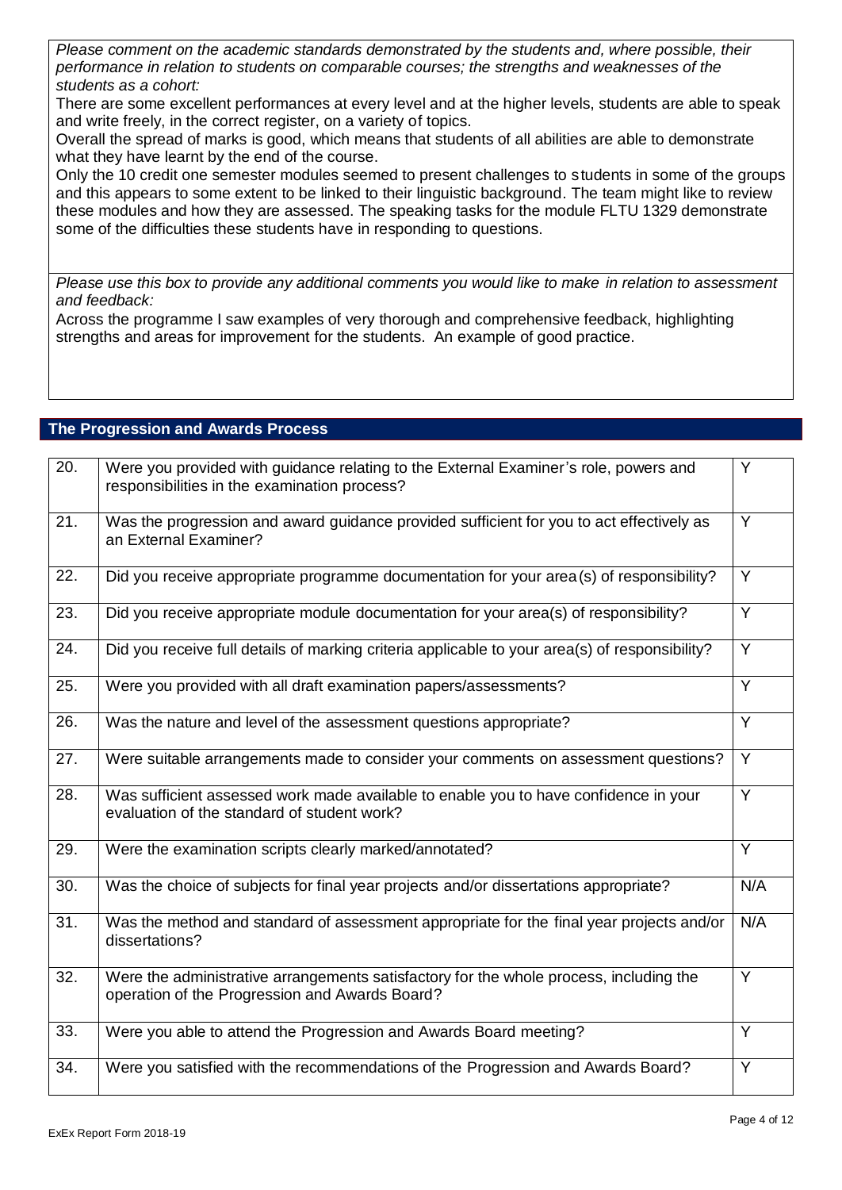*Please comment on the academic standards demonstrated by the students and, where possible, their performance in relation to students on comparable courses; the strengths and weaknesses of the students as a cohort:*

There are some excellent performances at every level and at the higher levels, students are able to speak and write freely, in the correct register, on a variety of topics.

Overall the spread of marks is good, which means that students of all abilities are able to demonstrate what they have learnt by the end of the course.

Only the 10 credit one semester modules seemed to present challenges to students in some of the groups and this appears to some extent to be linked to their linguistic background. The team might like to review these modules and how they are assessed. The speaking tasks for the module FLTU 1329 demonstrate some of the difficulties these students have in responding to questions.

*Please use this box to provide any additional comments you would like to make in relation to assessment and feedback:*

Across the programme I saw examples of very thorough and comprehensive feedback, highlighting strengths and areas for improvement for the students. An example of good practice.

## The Progression and Awards Process

| | | |
|---|---|---|
| 20. | Were you provided with guidance relating to the External Examiner's role, powers and responsibilities in the examination process? | Y |
| 21. | Was the progression and award guidance provided sufficient for you to act effectively as an External Examiner? | Y |
| 22. | Did you receive appropriate programme documentation for your area(s) of responsibility? | Y |
| 23. | Did you receive appropriate module documentation for your area(s) of responsibility? | Y |
| 24. | Did you receive full details of marking criteria applicable to your area(s) of responsibility? | Y |
| 25. | Were you provided with all draft examination papers/assessments? | Y |
| 26. | Was the nature and level of the assessment questions appropriate? | Y |
| 27. | Were suitable arrangements made to consider your comments on assessment questions? | Y |
| 28. | Was sufficient assessed work made available to enable you to have confidence in your evaluation of the standard of student work? | Y |
| 29. | Were the examination scripts clearly marked/annotated? | Y |
| 30. | Was the choice of subjects for final year projects and/or dissertations appropriate? | N/A |
| 31. | Was the method and standard of assessment appropriate for the final year projects and/or dissertations? | N/A |
| 32. | Were the administrative arrangements satisfactory for the whole process, including the operation of the Progression and Awards Board? | Y |
| 33. | Were you able to attend the Progression and Awards Board meeting? | Y |
| 34. | Were you satisfied with the recommendations of the Progression and Awards Board? | Y |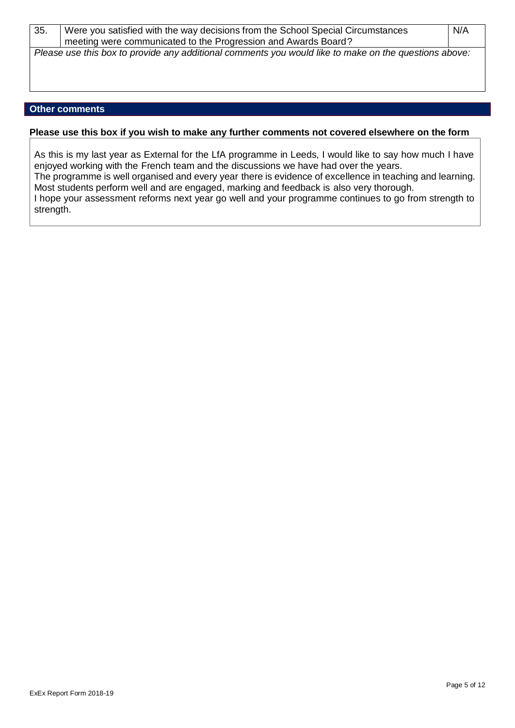| 35. | Were you satisfied with the way decisions from the School Special Circumstances meeting were communicated to the Progression and Awards Board? | N/A |
|---|---|---|

*Please use this box to provide any additional comments you would like to make on the questions above:*

## Other comments

**Please use this box if you wish to make any further comments not covered elsewhere on the form**

As this is my last year as External for the LfA programme in Leeds, I would like to say how much I have enjoyed working with the French team and the discussions we have had over the years.
The programme is well organised and every year there is evidence of excellence in teaching and learning. Most students perform well and are engaged, marking and feedback is also very thorough.
I hope your assessment reforms next year go well and your programme continues to go from strength to strength.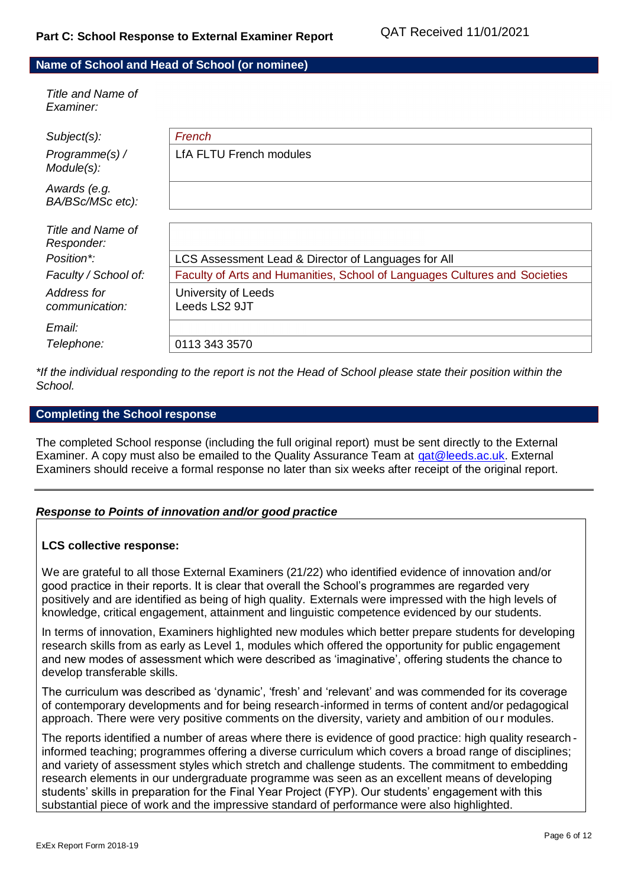## Part C: School Response to External Examiner Report

QAT Received 11/01/2021

### Name of School and Head of School (or nominee)

| | |
|---|---|
| *Title and Name of Examiner:* | |
| *Subject(s):* | *French* |
| *Programme(s) / Module(s):* | LfA FLTU French modules |
| *Awards (e.g. BA/BSc/MSc etc):* | |
| *Title and Name of Responder:* | |
| *Position\*:* | LCS Assessment Lead & Director of Languages for All |
| *Faculty / School of:* | Faculty of Arts and Humanities, School of Languages Cultures and Societies |
| *Address for communication:* | University of Leeds<br>Leeds LS2 9JT |
| *Email:* | |
| *Telephone:* | 0113 343 3570 |

*\*If the individual responding to the report is not the Head of School please state their position within the School.*

### Completing the School response

The completed School response (including the full original report) must be sent directly to the External Examiner. A copy must also be emailed to the Quality Assurance Team at qat@leeds.ac.uk. External Examiners should receive a formal response no later than six weeks after receipt of the original report.

---

***Response to Points of innovation and/or good practice***

**LCS collective response:**

We are grateful to all those External Examiners (21/22) who identified evidence of innovation and/or good practice in their reports. It is clear that overall the School's programmes are regarded very positively and are identified as being of high quality. Externals were impressed with the high levels of knowledge, critical engagement, attainment and linguistic competence evidenced by our students.

In terms of innovation, Examiners highlighted new modules which better prepare students for developing research skills from as early as Level 1, modules which offered the opportunity for public engagement and new modes of assessment which were described as 'imaginative', offering students the chance to develop transferable skills.

The curriculum was described as 'dynamic', 'fresh' and 'relevant' and was commended for its coverage of contemporary developments and for being research-informed in terms of content and/or pedagogical approach. There were very positive comments on the diversity, variety and ambition of our modules.

The reports identified a number of areas where there is evidence of good practice: high quality research-informed teaching; programmes offering a diverse curriculum which covers a broad range of disciplines; and variety of assessment styles which stretch and challenge students. The commitment to embedding research elements in our undergraduate programme was seen as an excellent means of developing students' skills in preparation for the Final Year Project (FYP). Our students' engagement with this substantial piece of work and the impressive standard of performance were also highlighted.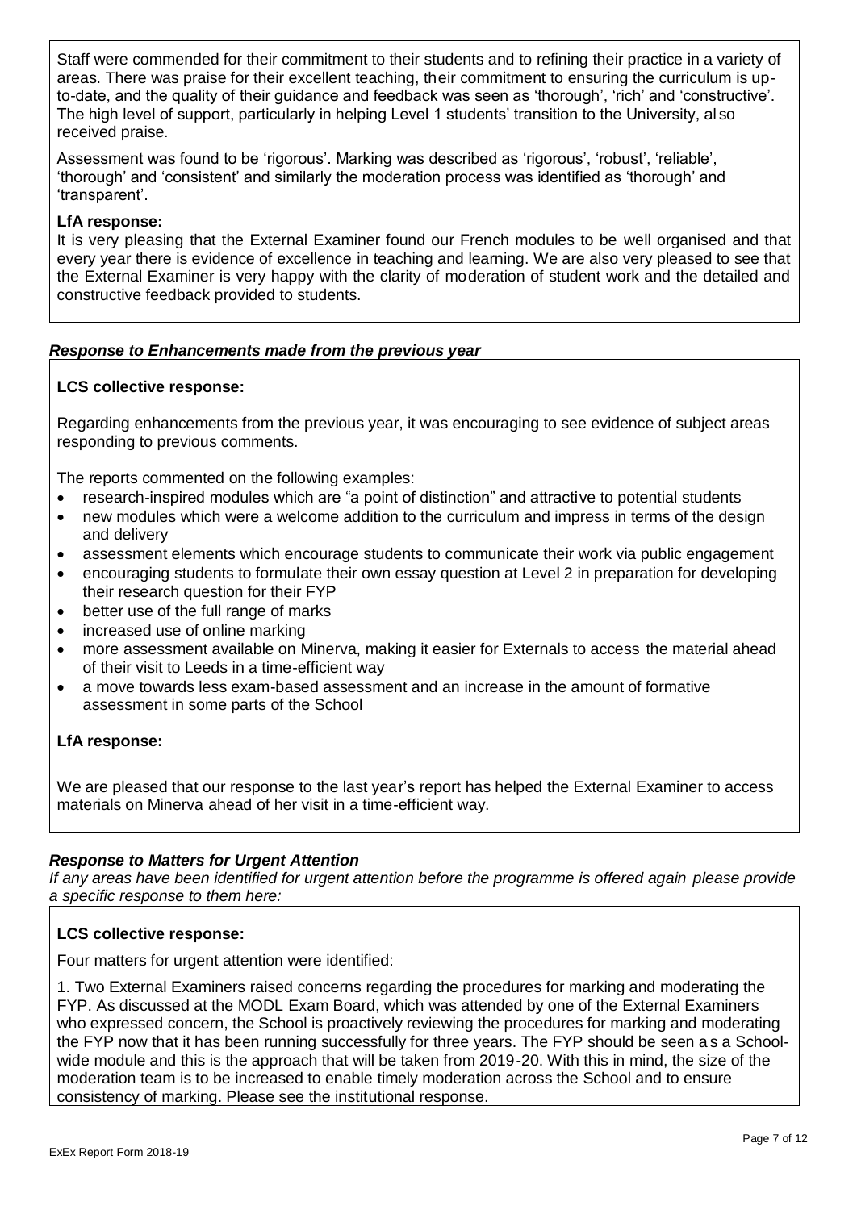Staff were commended for their commitment to their students and to refining their practice in a variety of areas. There was praise for their excellent teaching, their commitment to ensuring the curriculum is up-to-date, and the quality of their guidance and feedback was seen as 'thorough', 'rich' and 'constructive'. The high level of support, particularly in helping Level 1 students' transition to the University, also received praise.

Assessment was found to be 'rigorous'. Marking was described as 'rigorous', 'robust', 'reliable', 'thorough' and 'consistent' and similarly the moderation process was identified as 'thorough' and 'transparent'.

**LfA response:**
It is very pleasing that the External Examiner found our French modules to be well organised and that every year there is evidence of excellence in teaching and learning. We are also very pleased to see that the External Examiner is very happy with the clarity of moderation of student work and the detailed and constructive feedback provided to students.

***Response to Enhancements made from the previous year***

**LCS collective response:**

Regarding enhancements from the previous year, it was encouraging to see evidence of subject areas responding to previous comments.

The reports commented on the following examples:

- research-inspired modules which are "a point of distinction" and attractive to potential students
- new modules which were a welcome addition to the curriculum and impress in terms of the design and delivery
- assessment elements which encourage students to communicate their work via public engagement
- encouraging students to formulate their own essay question at Level 2 in preparation for developing their research question for their FYP
- better use of the full range of marks
- increased use of online marking
- more assessment available on Minerva, making it easier for Externals to access the material ahead of their visit to Leeds in a time-efficient way
- a move towards less exam-based assessment and an increase in the amount of formative assessment in some parts of the School

**LfA response:**

We are pleased that our response to the last year's report has helped the External Examiner to access materials on Minerva ahead of her visit in a time-efficient way.

***Response to Matters for Urgent Attention***
*If any areas have been identified for urgent attention before the programme is offered again please provide a specific response to them here:*

**LCS collective response:**

Four matters for urgent attention were identified:

1. Two External Examiners raised concerns regarding the procedures for marking and moderating the FYP. As discussed at the MODL Exam Board, which was attended by one of the External Examiners who expressed concern, the School is proactively reviewing the procedures for marking and moderating the FYP now that it has been running successfully for three years. The FYP should be seen as a School-wide module and this is the approach that will be taken from 2019-20. With this in mind, the size of the moderation team is to be increased to enable timely moderation across the School and to ensure consistency of marking. Please see the institutional response.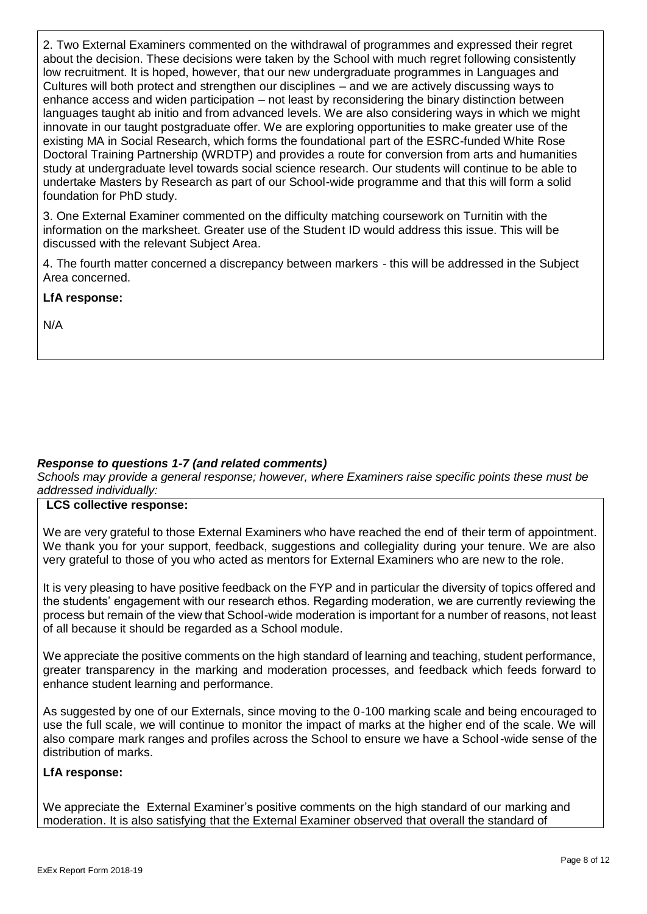2. Two External Examiners commented on the withdrawal of programmes and expressed their regret about the decision. These decisions were taken by the School with much regret following consistently low recruitment. It is hoped, however, that our new undergraduate programmes in Languages and Cultures will both protect and strengthen our disciplines – and we are actively discussing ways to enhance access and widen participation – not least by reconsidering the binary distinction between languages taught ab initio and from advanced levels. We are also considering ways in which we might innovate in our taught postgraduate offer. We are exploring opportunities to make greater use of the existing MA in Social Research, which forms the foundational part of the ESRC-funded White Rose Doctoral Training Partnership (WRDTP) and provides a route for conversion from arts and humanities study at undergraduate level towards social science research. Our students will continue to be able to undertake Masters by Research as part of our School-wide programme and that this will form a solid foundation for PhD study.

3. One External Examiner commented on the difficulty matching coursework on Turnitin with the information on the marksheet. Greater use of the Student ID would address this issue. This will be discussed with the relevant Subject Area.

4. The fourth matter concerned a discrepancy between markers - this will be addressed in the Subject Area concerned.

**LfA response:**

N/A

***Response to questions 1-7 (and related comments)***

*Schools may provide a general response; however, where Examiners raise specific points these must be addressed individually:*

**LCS collective response:**

We are very grateful to those External Examiners who have reached the end of their term of appointment. We thank you for your support, feedback, suggestions and collegiality during your tenure. We are also very grateful to those of you who acted as mentors for External Examiners who are new to the role.

It is very pleasing to have positive feedback on the FYP and in particular the diversity of topics offered and the students' engagement with our research ethos. Regarding moderation, we are currently reviewing the process but remain of the view that School-wide moderation is important for a number of reasons, not least of all because it should be regarded as a School module.

We appreciate the positive comments on the high standard of learning and teaching, student performance, greater transparency in the marking and moderation processes, and feedback which feeds forward to enhance student learning and performance.

As suggested by one of our Externals, since moving to the 0-100 marking scale and being encouraged to use the full scale, we will continue to monitor the impact of marks at the higher end of the scale. We will also compare mark ranges and profiles across the School to ensure we have a School-wide sense of the distribution of marks.

**LfA response:**

We appreciate the External Examiner's positive comments on the high standard of our marking and moderation. It is also satisfying that the External Examiner observed that overall the standard of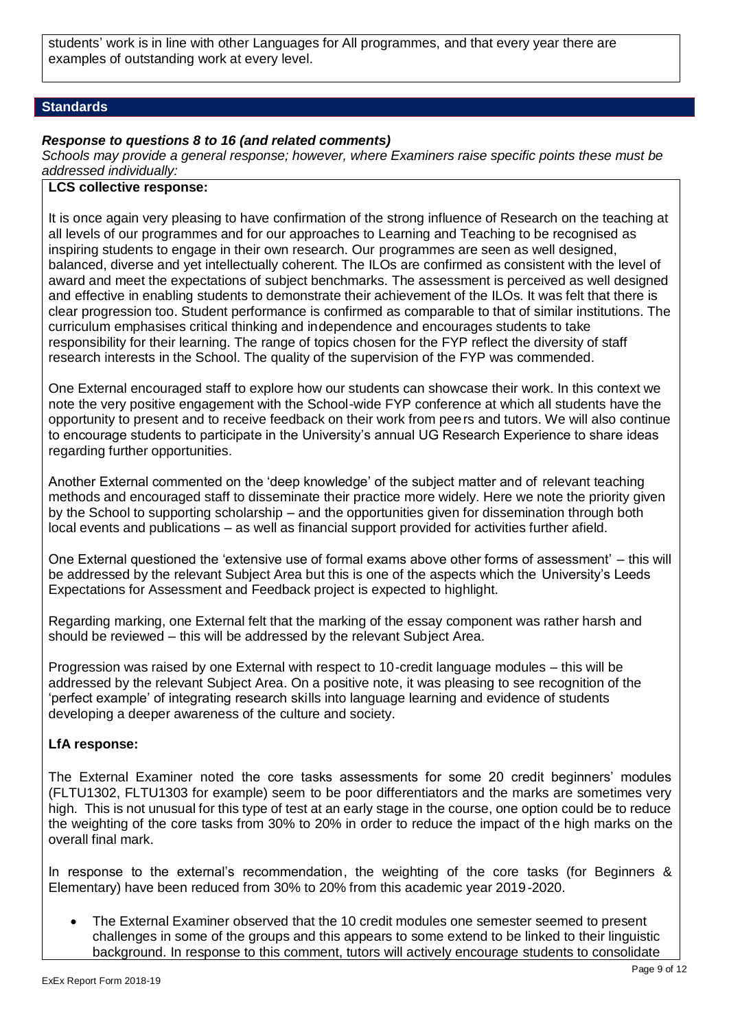students' work is in line with other Languages for All programmes, and that every year there are examples of outstanding work at every level.

## Standards

### *Response to questions 8 to 16 (and related comments)*

*Schools may provide a general response; however, where Examiners raise specific points these must be addressed individually:*

**LCS collective response:**

It is once again very pleasing to have confirmation of the strong influence of Research on the teaching at all levels of our programmes and for our approaches to Learning and Teaching to be recognised as inspiring students to engage in their own research. Our programmes are seen as well designed, balanced, diverse and yet intellectually coherent. The ILOs are confirmed as consistent with the level of award and meet the expectations of subject benchmarks. The assessment is perceived as well designed and effective in enabling students to demonstrate their achievement of the ILOs. It was felt that there is clear progression too. Student performance is confirmed as comparable to that of similar institutions. The curriculum emphasises critical thinking and independence and encourages students to take responsibility for their learning. The range of topics chosen for the FYP reflect the diversity of staff research interests in the School. The quality of the supervision of the FYP was commended.

One External encouraged staff to explore how our students can showcase their work. In this context we note the very positive engagement with the School-wide FYP conference at which all students have the opportunity to present and to receive feedback on their work from peers and tutors. We will also continue to encourage students to participate in the University's annual UG Research Experience to share ideas regarding further opportunities.

Another External commented on the 'deep knowledge' of the subject matter and of relevant teaching methods and encouraged staff to disseminate their practice more widely. Here we note the priority given by the School to supporting scholarship – and the opportunities given for dissemination through both local events and publications – as well as financial support provided for activities further afield.

One External questioned the 'extensive use of formal exams above other forms of assessment' – this will be addressed by the relevant Subject Area but this is one of the aspects which the University's Leeds Expectations for Assessment and Feedback project is expected to highlight.

Regarding marking, one External felt that the marking of the essay component was rather harsh and should be reviewed – this will be addressed by the relevant Subject Area.

Progression was raised by one External with respect to 10-credit language modules – this will be addressed by the relevant Subject Area. On a positive note, it was pleasing to see recognition of the 'perfect example' of integrating research skills into language learning and evidence of students developing a deeper awareness of the culture and society.

**LfA response:**

The External Examiner noted the core tasks assessments for some 20 credit beginners' modules (FLTU1302, FLTU1303 for example) seem to be poor differentiators and the marks are sometimes very high. This is not unusual for this type of test at an early stage in the course, one option could be to reduce the weighting of the core tasks from 30% to 20% in order to reduce the impact of the high marks on the overall final mark.

In response to the external's recommendation, the weighting of the core tasks (for Beginners & Elementary) have been reduced from 30% to 20% from this academic year 2019-2020.

- The External Examiner observed that the 10 credit modules one semester seemed to present challenges in some of the groups and this appears to some extend to be linked to their linguistic background. In response to this comment, tutors will actively encourage students to consolidate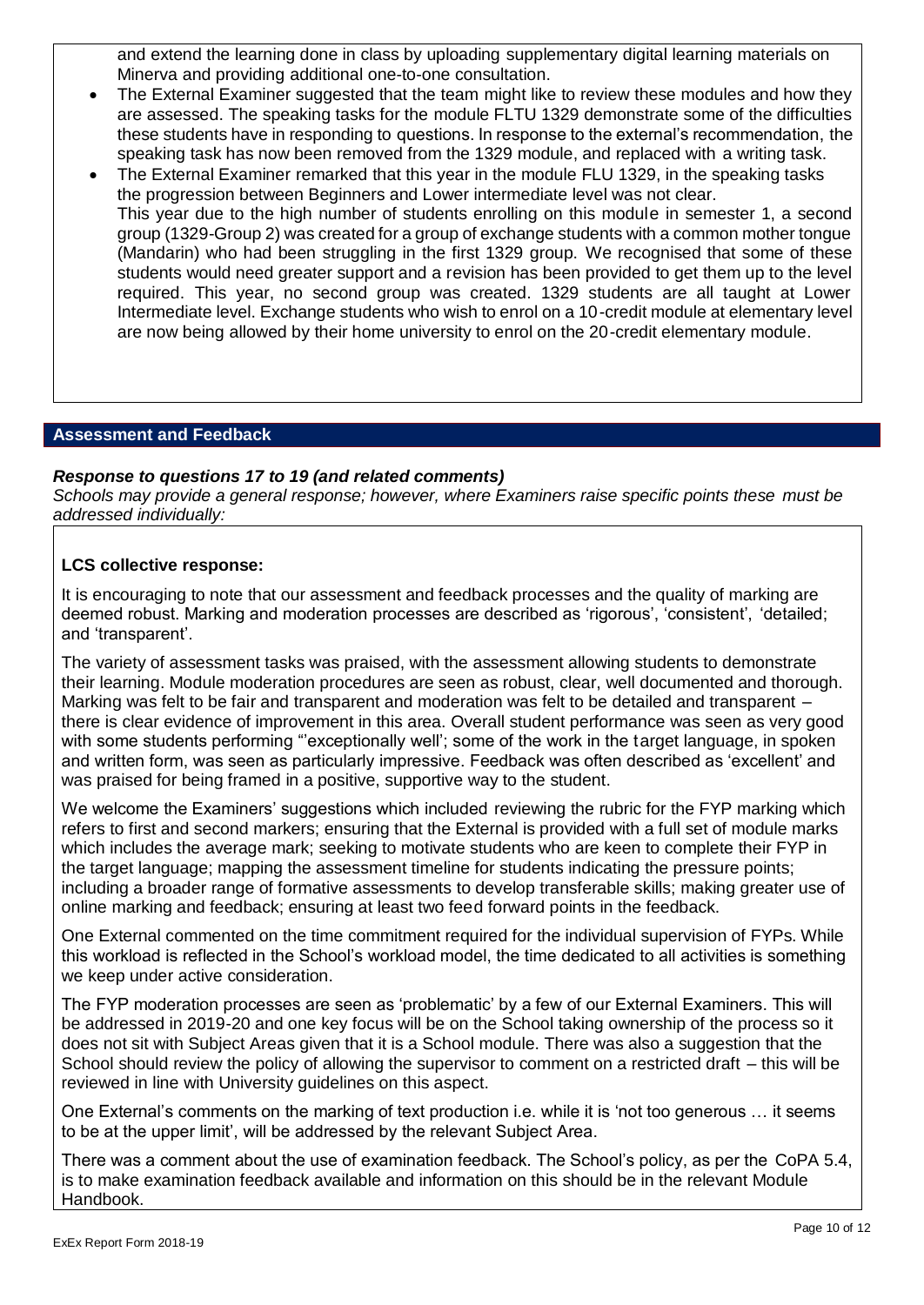and extend the learning done in class by uploading supplementary digital learning materials on Minerva and providing additional one-to-one consultation.

- The External Examiner suggested that the team might like to review these modules and how they are assessed. The speaking tasks for the module FLTU 1329 demonstrate some of the difficulties these students have in responding to questions. In response to the external's recommendation, the speaking task has now been removed from the 1329 module, and replaced with a writing task.
- The External Examiner remarked that this year in the module FLU 1329, in the speaking tasks the progression between Beginners and Lower intermediate level was not clear.
  This year due to the high number of students enrolling on this module in semester 1, a second group (1329-Group 2) was created for a group of exchange students with a common mother tongue (Mandarin) who had been struggling in the first 1329 group. We recognised that some of these students would need greater support and a revision has been provided to get them up to the level required. This year, no second group was created. 1329 students are all taught at Lower Intermediate level. Exchange students who wish to enrol on a 10-credit module at elementary level are now being allowed by their home university to enrol on the 20-credit elementary module.

## Assessment and Feedback

***Response to questions 17 to 19 (and related comments)***

*Schools may provide a general response; however, where Examiners raise specific points these must be addressed individually:*

**LCS collective response:**

It is encouraging to note that our assessment and feedback processes and the quality of marking are deemed robust. Marking and moderation processes are described as 'rigorous', 'consistent', 'detailed; and 'transparent'.

The variety of assessment tasks was praised, with the assessment allowing students to demonstrate their learning. Module moderation procedures are seen as robust, clear, well documented and thorough. Marking was felt to be fair and transparent and moderation was felt to be detailed and transparent – there is clear evidence of improvement in this area. Overall student performance was seen as very good with some students performing "'exceptionally well'; some of the work in the target language, in spoken and written form, was seen as particularly impressive. Feedback was often described as 'excellent' and was praised for being framed in a positive, supportive way to the student.

We welcome the Examiners' suggestions which included reviewing the rubric for the FYP marking which refers to first and second markers; ensuring that the External is provided with a full set of module marks which includes the average mark; seeking to motivate students who are keen to complete their FYP in the target language; mapping the assessment timeline for students indicating the pressure points; including a broader range of formative assessments to develop transferable skills; making greater use of online marking and feedback; ensuring at least two feed forward points in the feedback.

One External commented on the time commitment required for the individual supervision of FYPs. While this workload is reflected in the School's workload model, the time dedicated to all activities is something we keep under active consideration.

The FYP moderation processes are seen as 'problematic' by a few of our External Examiners. This will be addressed in 2019-20 and one key focus will be on the School taking ownership of the process so it does not sit with Subject Areas given that it is a School module. There was also a suggestion that the School should review the policy of allowing the supervisor to comment on a restricted draft – this will be reviewed in line with University guidelines on this aspect.

One External's comments on the marking of text production i.e. while it is 'not too generous … it seems to be at the upper limit', will be addressed by the relevant Subject Area.

There was a comment about the use of examination feedback. The School's policy, as per the CoPA 5.4, is to make examination feedback available and information on this should be in the relevant Module Handbook.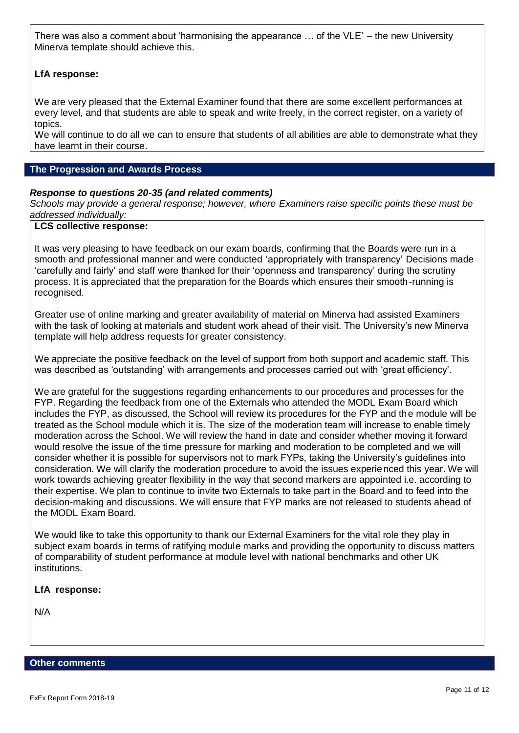There was also a comment about 'harmonising the appearance … of the VLE' – the new University Minerva template should achieve this.

**LfA response:**

We are very pleased that the External Examiner found that there are some excellent performances at every level, and that students are able to speak and write freely, in the correct register, on a variety of topics.

We will continue to do all we can to ensure that students of all abilities are able to demonstrate what they have learnt in their course.

## The Progression and Awards Process

***Response to questions 20-35 (and related comments)***

*Schools may provide a general response; however, where Examiners raise specific points these must be addressed individually:*

**LCS collective response:**

It was very pleasing to have feedback on our exam boards, confirming that the Boards were run in a smooth and professional manner and were conducted 'appropriately with transparency' Decisions made 'carefully and fairly' and staff were thanked for their 'openness and transparency' during the scrutiny process. It is appreciated that the preparation for the Boards which ensures their smooth-running is recognised.

Greater use of online marking and greater availability of material on Minerva had assisted Examiners with the task of looking at materials and student work ahead of their visit. The University's new Minerva template will help address requests for greater consistency.

We appreciate the positive feedback on the level of support from both support and academic staff. This was described as 'outstanding' with arrangements and processes carried out with 'great efficiency'.

We are grateful for the suggestions regarding enhancements to our procedures and processes for the FYP. Regarding the feedback from one of the Externals who attended the MODL Exam Board which includes the FYP, as discussed, the School will review its procedures for the FYP and the module will be treated as the School module which it is. The size of the moderation team will increase to enable timely moderation across the School. We will review the hand in date and consider whether moving it forward would resolve the issue of the time pressure for marking and moderation to be completed and we will consider whether it is possible for supervisors not to mark FYPs, taking the University's guidelines into consideration. We will clarify the moderation procedure to avoid the issues experienced this year. We will work towards achieving greater flexibility in the way that second markers are appointed i.e. according to their expertise. We plan to continue to invite two Externals to take part in the Board and to feed into the decision-making and discussions. We will ensure that FYP marks are not released to students ahead of the MODL Exam Board.

We would like to take this opportunity to thank our External Examiners for the vital role they play in subject exam boards in terms of ratifying module marks and providing the opportunity to discuss matters of comparability of student performance at module level with national benchmarks and other UK institutions.

**LfA response:**

N/A

## Other comments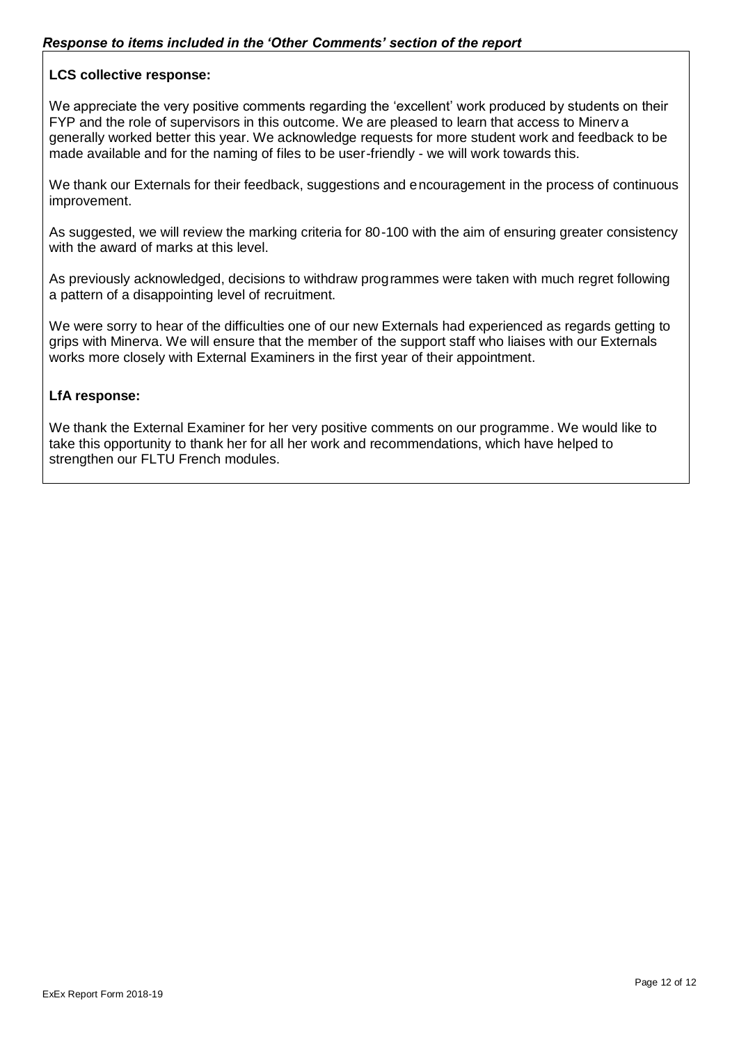### *Response to items included in the 'Other Comments' section of the report*

**LCS collective response:**

We appreciate the very positive comments regarding the 'excellent' work produced by students on their FYP and the role of supervisors in this outcome. We are pleased to learn that access to Minerva generally worked better this year. We acknowledge requests for more student work and feedback to be made available and for the naming of files to be user-friendly - we will work towards this.

We thank our Externals for their feedback, suggestions and encouragement in the process of continuous improvement.

As suggested, we will review the marking criteria for 80-100 with the aim of ensuring greater consistency with the award of marks at this level.

As previously acknowledged, decisions to withdraw programmes were taken with much regret following a pattern of a disappointing level of recruitment.

We were sorry to hear of the difficulties one of our new Externals had experienced as regards getting to grips with Minerva. We will ensure that the member of the support staff who liaises with our Externals works more closely with External Examiners in the first year of their appointment.

**LfA response:**

We thank the External Examiner for her very positive comments on our programme. We would like to take this opportunity to thank her for all her work and recommendations, which have helped to strengthen our FLTU French modules.